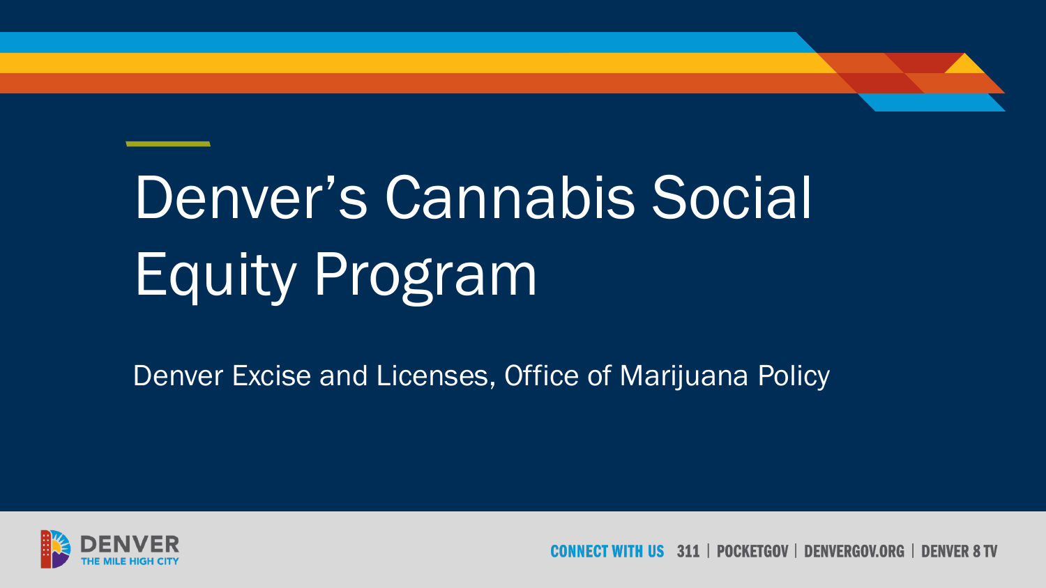# Denver's Cannabis Social Equity Program

Denver Excise and Licenses, Office of Marijuana Policy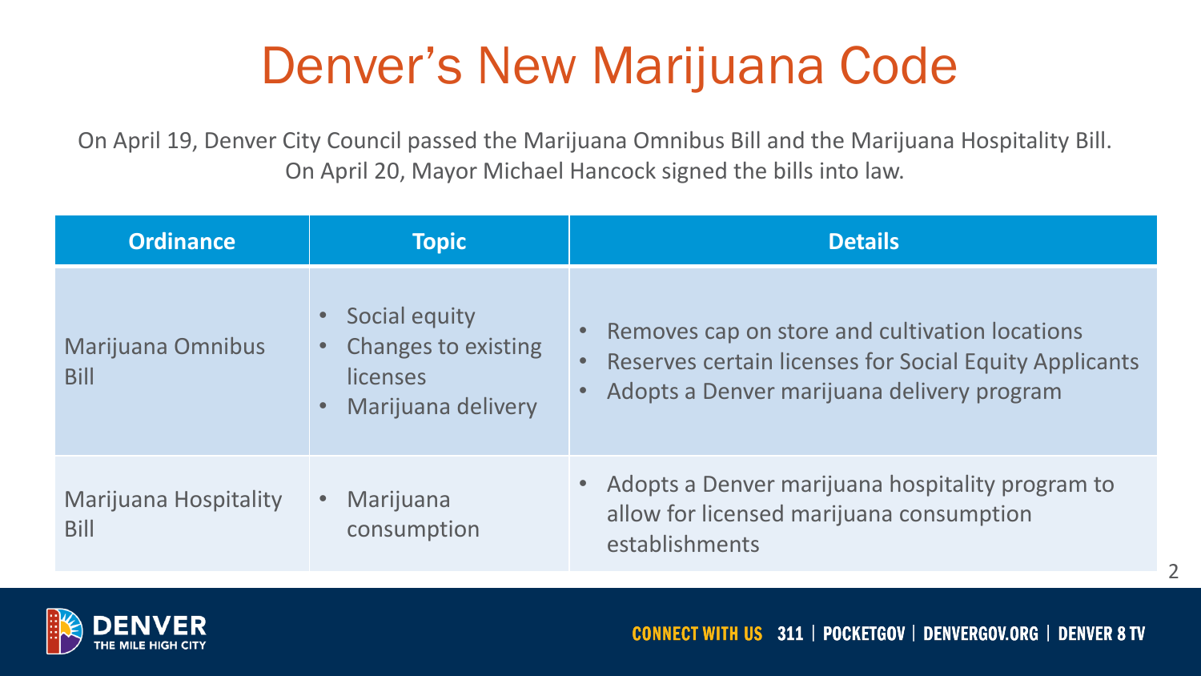# Denver's New Marijuana Code

On April 19, Denver City Council passed the Marijuana Omnibus Bill and the Marijuana Hospitality Bill. On April 20, Mayor Michael Hancock signed the bills into law.

| Ordinance | Topic | Details |
| --- | --- | --- |
| Marijuana Omnibus Bill | • Social equity<br>• Changes to existing licenses<br>• Marijuana delivery | • Removes cap on store and cultivation locations<br>• Reserves certain licenses for Social Equity Applicants<br>• Adopts a Denver marijuana delivery program |
| Marijuana Hospitality Bill | • Marijuana consumption | • Adopts a Denver marijuana hospitality program to allow for licensed marijuana consumption establishments |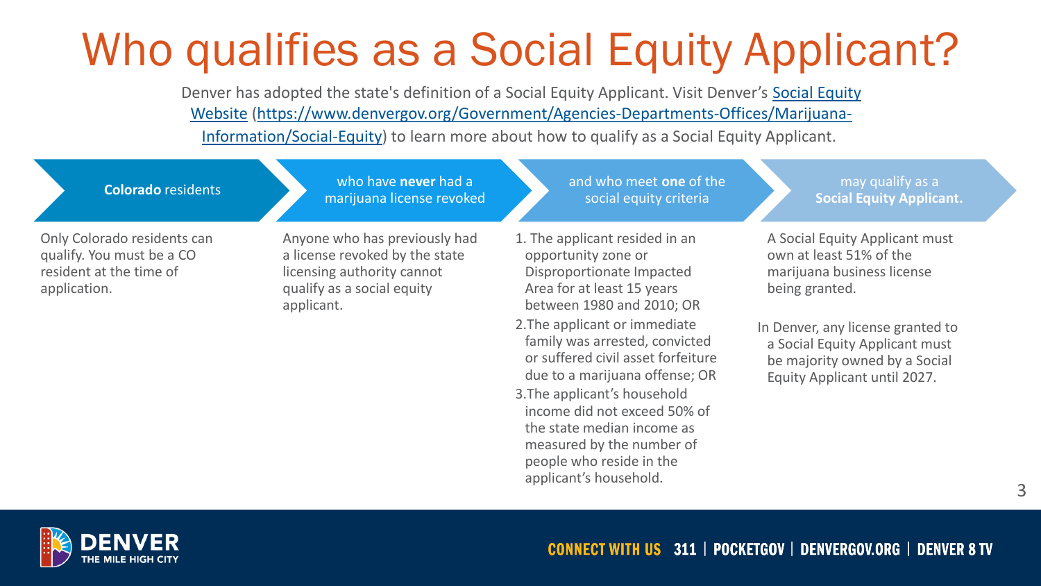# Who qualifies as a Social Equity Applicant?

Denver has adopted the state's definition of a Social Equity Applicant. Visit Denver's [Social Equity Website](https://www.denvergov.org/Government/Agencies-Departments-Offices/Marijuana-Information/Social-Equity) (https://www.denvergov.org/Government/Agencies-Departments-Offices/Marijuana-Information/Social-Equity) to learn more about how to qualify as a Social Equity Applicant.

**Colorado** residents → who have **never** had a marijuana license revoked → and who meet **one** of the social equity criteria → may qualify as a **Social Equity Applicant.**

**Colorado residents**

Only Colorado residents can qualify. You must be a CO resident at the time of application.

**Who have never had a marijuana license revoked**

Anyone who has previously had a license revoked by the state licensing authority cannot qualify as a social equity applicant.

**And who meet one of the social equity criteria**

1. The applicant resided in an opportunity zone or Disproportionate Impacted Area for at least 15 years between 1980 and 2010; OR
2. The applicant or immediate family was arrested, convicted or suffered civil asset forfeiture due to a marijuana offense; OR
3. The applicant's household income did not exceed 50% of the state median income as measured by the number of people who reside in the applicant's household.

**May qualify as a Social Equity Applicant**

A Social Equity Applicant must own at least 51% of the marijuana business license being granted.

In Denver, any license granted to a Social Equity Applicant must be majority owned by a Social Equity Applicant until 2027.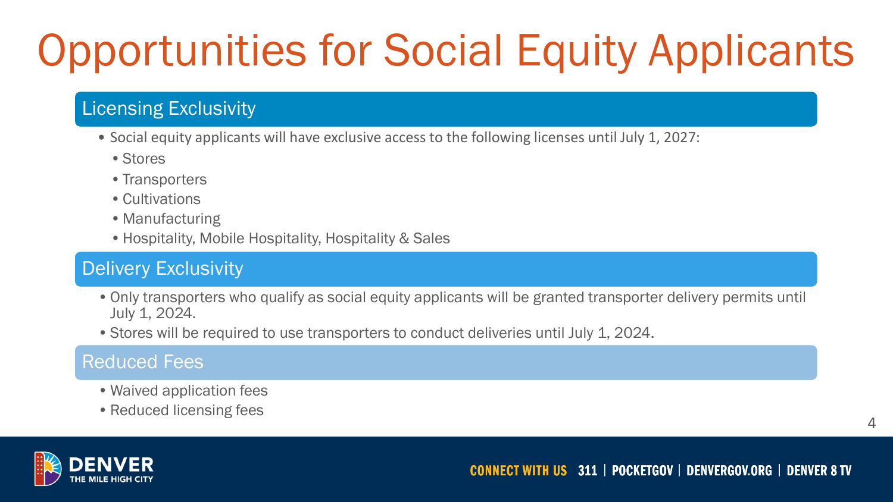# Opportunities for Social Equity Applicants

## Licensing Exclusivity

- Social equity applicants will have exclusive access to the following licenses until July 1, 2027:
  - Stores
  - Transporters
  - Cultivations
  - Manufacturing
  - Hospitality, Mobile Hospitality, Hospitality & Sales

## Delivery Exclusivity

- Only transporters who qualify as social equity applicants will be granted transporter delivery permits until July 1, 2024.
- Stores will be required to use transporters to conduct deliveries until July 1, 2024.

## Reduced Fees

- Waived application fees
- Reduced licensing fees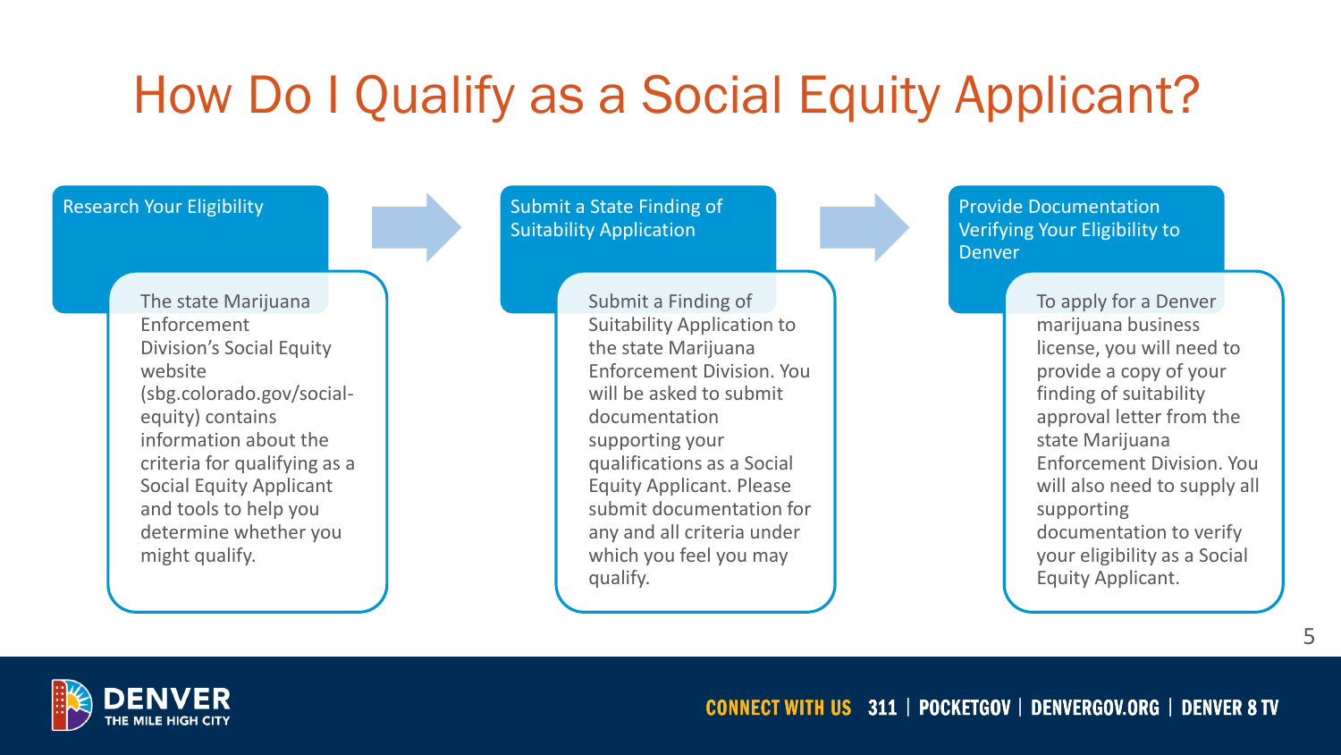# How Do I Qualify as a Social Equity Applicant?

## Research Your Eligibility

The state Marijuana Enforcement Division's Social Equity website (sbg.colorado.gov/social-equity) contains information about the criteria for qualifying as a Social Equity Applicant and tools to help you determine whether you might qualify.

## Submit a State Finding of Suitability Application

Submit a Finding of Suitability Application to the state Marijuana Enforcement Division. You will be asked to submit documentation supporting your qualifications as a Social Equity Applicant. Please submit documentation for any and all criteria under which you feel you may qualify.

## Provide Documentation Verifying Your Eligibility to Denver

To apply for a Denver marijuana business license, you will need to provide a copy of your finding of suitability approval letter from the state Marijuana Enforcement Division. You will also need to supply all supporting documentation to verify your eligibility as a Social Equity Applicant.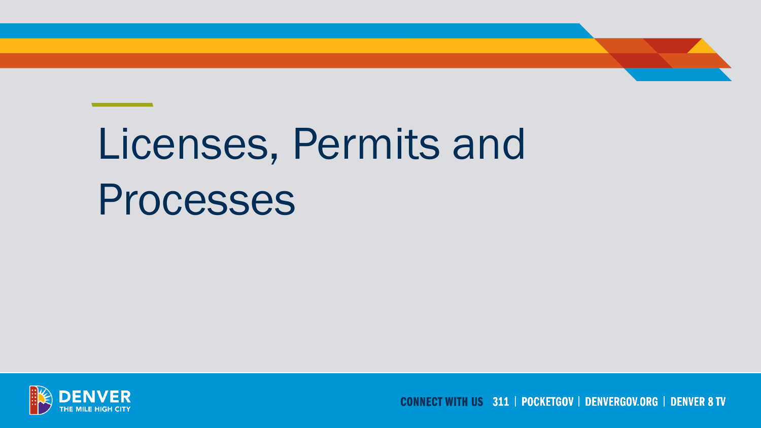# Licenses, Permits and Processes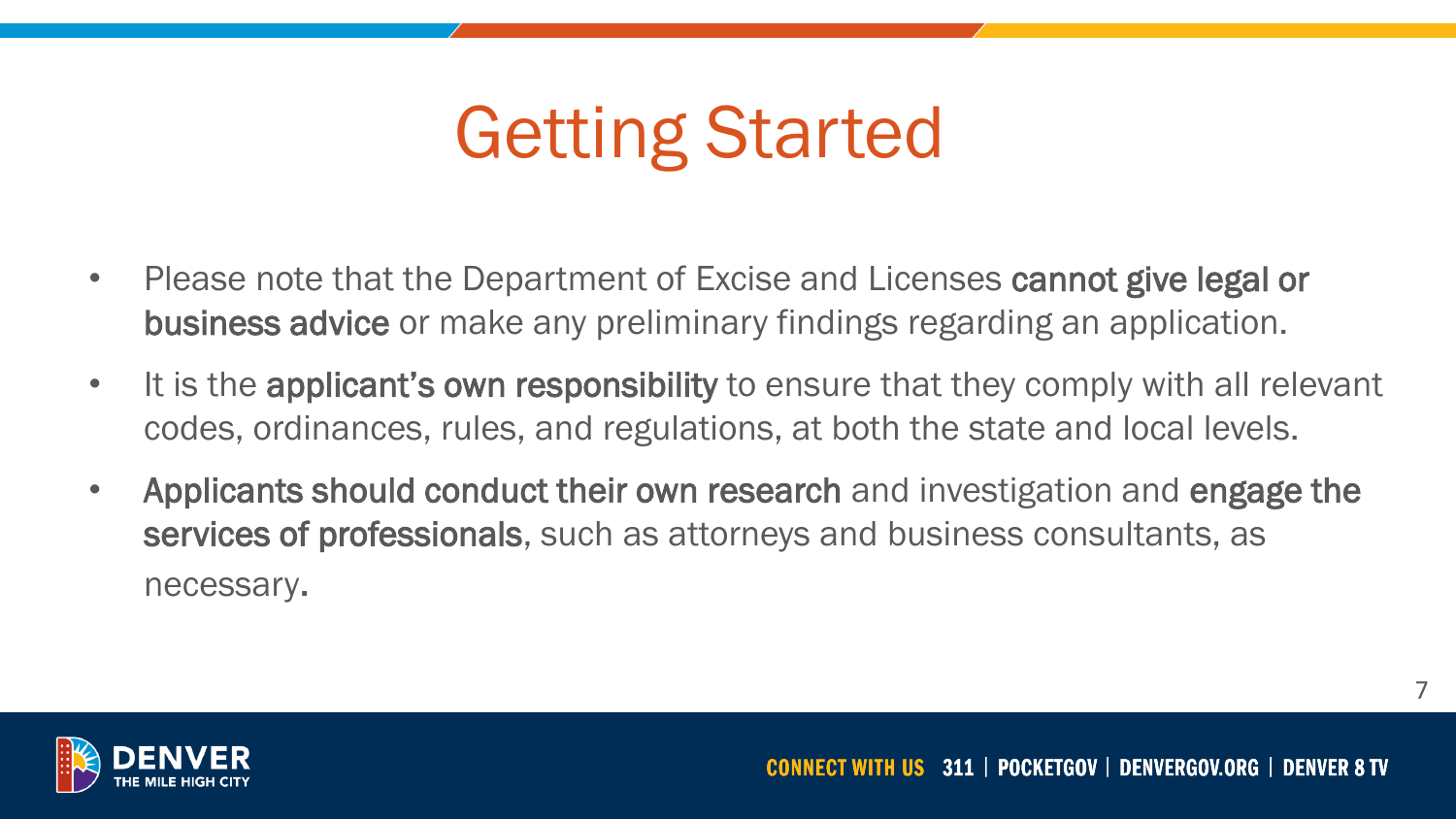# Getting Started

- Please note that the Department of Excise and Licenses **cannot give legal or business advice** or make any preliminary findings regarding an application.
- It is the **applicant's own responsibility** to ensure that they comply with all relevant codes, ordinances, rules, and regulations, at both the state and local levels.
- **Applicants should conduct their own research** and investigation and **engage the services of professionals**, such as attorneys and business consultants, as necessary.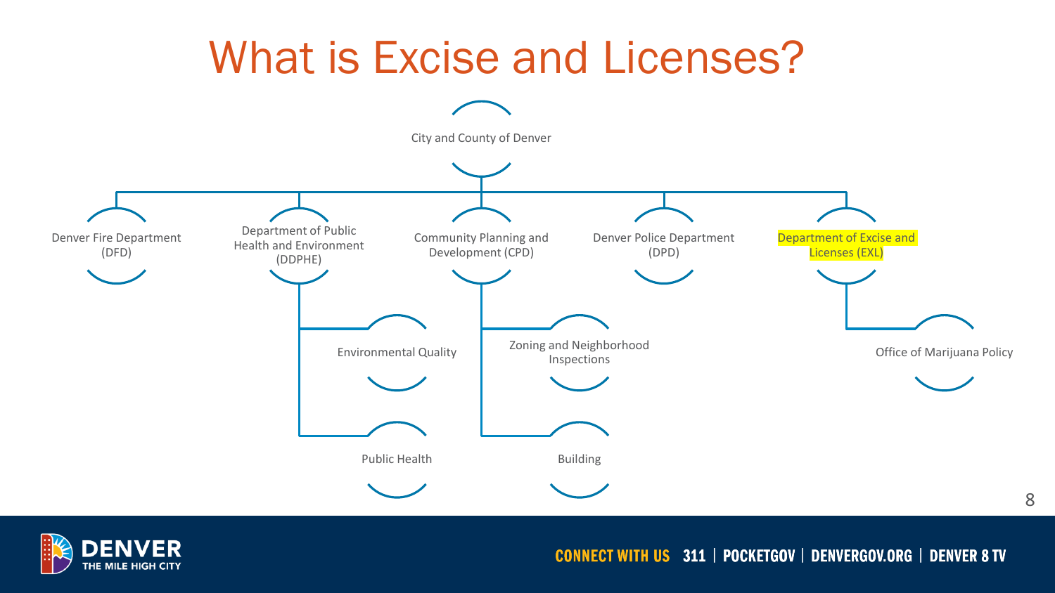# What is Excise and Licenses?

- City and County of Denver
  - Denver Fire Department (DFD)
  - Department of Public Health and Environment (DDPHE)
    - Environmental Quality
    - Public Health
  - Community Planning and Development (CPD)
    - Zoning and Neighborhood Inspections
    - Building
  - Denver Police Department (DPD)
  - Department of Excise and Licenses (EXL)
    - Office of Marijuana Policy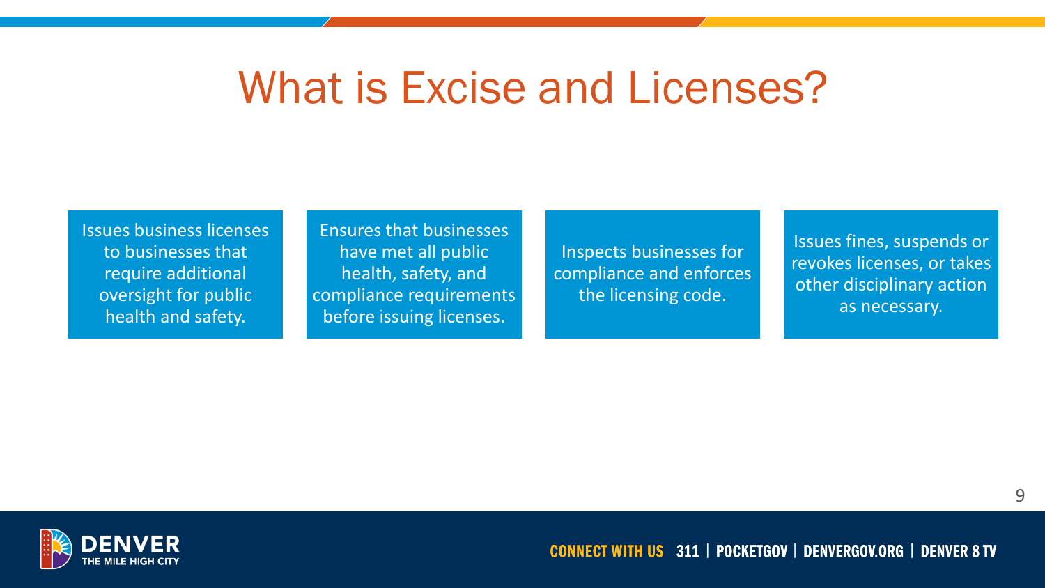# What is Excise and Licenses?

- Issues business licenses to businesses that require additional oversight for public health and safety.
- Ensures that businesses have met all public health, safety, and compliance requirements before issuing licenses.
- Inspects businesses for compliance and enforces the licensing code.
- Issues fines, suspends or revokes licenses, or takes other disciplinary action as necessary.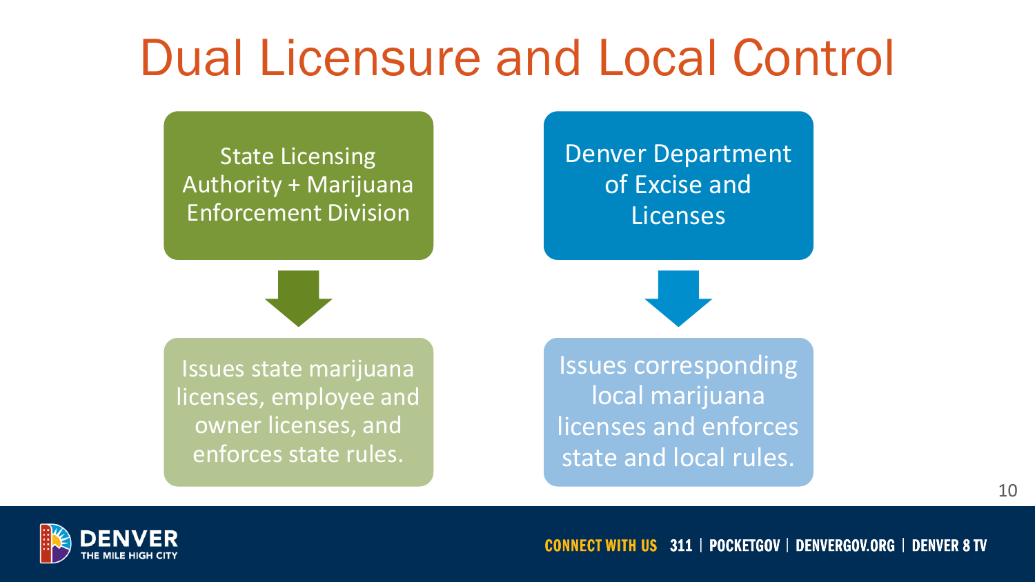# Dual Licensure and Local Control

**State Licensing Authority + Marijuana Enforcement Division**

↓

Issues state marijuana licenses, employee and owner licenses, and enforces state rules.

**Denver Department of Excise and Licenses**

↓

Issues corresponding local marijuana licenses and enforces state and local rules.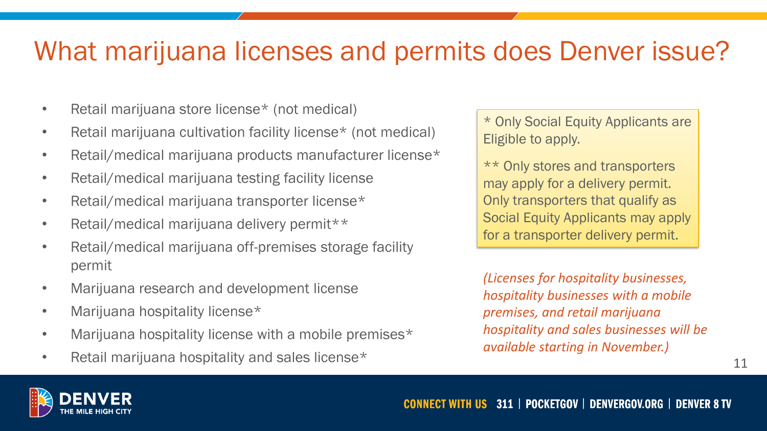# What marijuana licenses and permits does Denver issue?

- Retail marijuana store license* (not medical)
- Retail marijuana cultivation facility license* (not medical)
- Retail/medical marijuana products manufacturer license*
- Retail/medical marijuana testing facility license
- Retail/medical marijuana transporter license*
- Retail/medical marijuana delivery permit**
- Retail/medical marijuana off-premises storage facility permit
- Marijuana research and development license
- Marijuana hospitality license*
- Marijuana hospitality license with a mobile premises*
- Retail marijuana hospitality and sales license*

* Only Social Equity Applicants are Eligible to apply.

** Only stores and transporters may apply for a delivery permit. Only transporters that qualify as Social Equity Applicants may apply for a transporter delivery permit.

*(Licenses for hospitality businesses, hospitality businesses with a mobile premises, and retail marijuana hospitality and sales businesses will be available starting in November.)*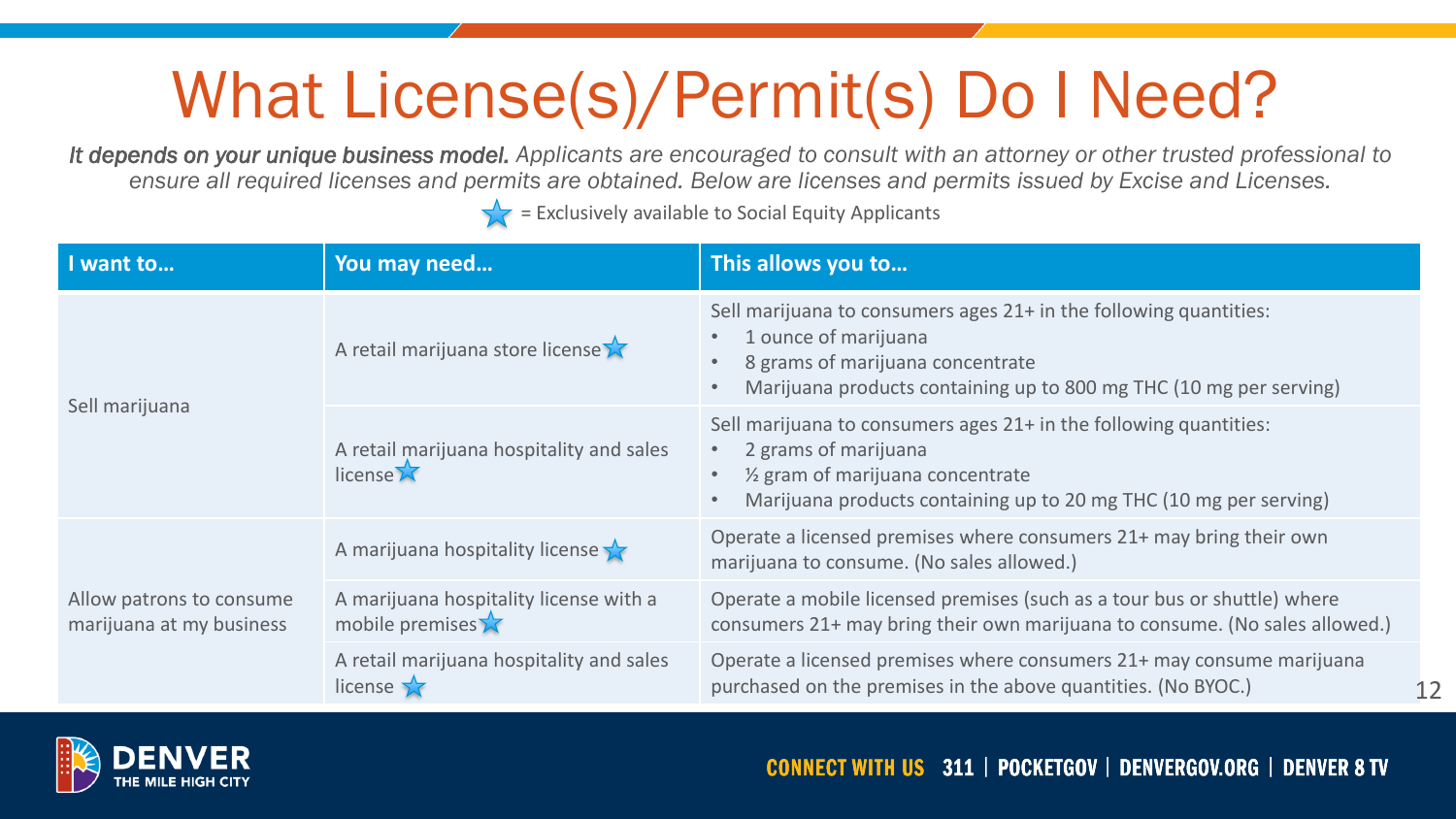# What License(s)/Permit(s) Do I Need?

***It depends on your unique business model.*** *Applicants are encouraged to consult with an attorney or other trusted professional to ensure all required licenses and permits are obtained. Below are licenses and permits issued by Excise and Licenses.*

★ = Exclusively available to Social Equity Applicants

| I want to… | You may need… | This allows you to… |
| --- | --- | --- |
| Sell marijuana | A retail marijuana store license ★ | Sell marijuana to consumers ages 21+ in the following quantities:<br>• 1 ounce of marijuana<br>• 8 grams of marijuana concentrate<br>• Marijuana products containing up to 800 mg THC (10 mg per serving) |
| | A retail marijuana hospitality and sales license ★ | Sell marijuana to consumers ages 21+ in the following quantities:<br>• 2 grams of marijuana<br>• ½ gram of marijuana concentrate<br>• Marijuana products containing up to 20 mg THC (10 mg per serving) |
| Allow patrons to consume marijuana at my business | A marijuana hospitality license ★ | Operate a licensed premises where consumers 21+ may bring their own marijuana to consume. (No sales allowed.) |
| | A marijuana hospitality license with a mobile premises ★ | Operate a mobile licensed premises (such as a tour bus or shuttle) where consumers 21+ may bring their own marijuana to consume. (No sales allowed.) |
| | A retail marijuana hospitality and sales license ★ | Operate a licensed premises where consumers 21+ may consume marijuana purchased on the premises in the above quantities. (No BYOC.) |

DENVER THE MILE HIGH CITY

CONNECT WITH US 311 | POCKETGOV | DENVERGOV.ORG | DENVER 8 TV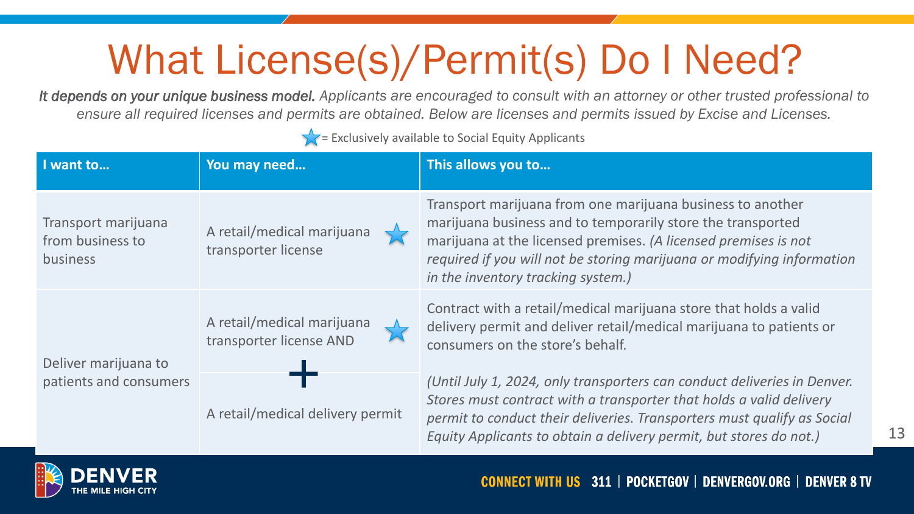# What License(s)/Permit(s) Do I Need?

***It depends on your unique business model.*** *Applicants are encouraged to consult with an attorney or other trusted professional to ensure all required licenses and permits are obtained. Below are licenses and permits issued by Excise and Licenses.*

★ = Exclusively available to Social Equity Applicants

| I want to… | You may need… | This allows you to… |
| --- | --- | --- |
| Transport marijuana from business to business | A retail/medical marijuana transporter license ★ | Transport marijuana from one marijuana business to another marijuana business and to temporarily store the transported marijuana at the licensed premises. *(A licensed premises is not required if you will not be storing marijuana or modifying information in the inventory tracking system.)* |
| Deliver marijuana to patients and consumers | A retail/medical marijuana transporter license AND ★ + A retail/medical delivery permit | Contract with a retail/medical marijuana store that holds a valid delivery permit and deliver retail/medical marijuana to patients or consumers on the store's behalf. *(Until July 1, 2024, only transporters can conduct deliveries in Denver. Stores must contract with a transporter that holds a valid delivery permit to conduct their deliveries. Transporters must qualify as Social Equity Applicants to obtain a delivery permit, but stores do not.)* |

CONNECT WITH US 311 | POCKETGOV | DENVERGOV.ORG | DENVER 8 TV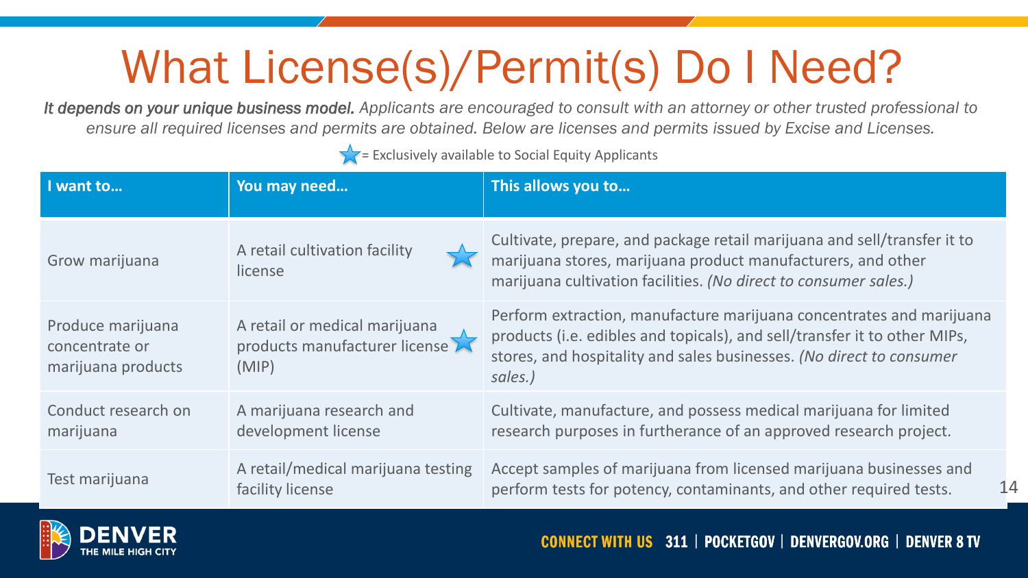# What License(s)/Permit(s) Do I Need?

*It depends on your unique business model. Applicants are encouraged to consult with an attorney or other trusted professional to ensure all required licenses and permits are obtained. Below are licenses and permits issued by Excise and Licenses.*

★ = Exclusively available to Social Equity Applicants

| I want to… | You may need… | This allows you to… |
|---|---|---|
| Grow marijuana | A retail cultivation facility license ★ | Cultivate, prepare, and package retail marijuana and sell/transfer it to marijuana stores, marijuana product manufacturers, and other marijuana cultivation facilities. *(No direct to consumer sales.)* |
| Produce marijuana concentrate or marijuana products | A retail or medical marijuana products manufacturer license (MIP) ★ | Perform extraction, manufacture marijuana concentrates and marijuana products (i.e. edibles and topicals), and sell/transfer it to other MIPs, stores, and hospitality and sales businesses. *(No direct to consumer sales.)* |
| Conduct research on marijuana | A marijuana research and development license | Cultivate, manufacture, and possess medical marijuana for limited research purposes in furtherance of an approved research project. |
| Test marijuana | A retail/medical marijuana testing facility license | Accept samples of marijuana from licensed marijuana businesses and perform tests for potency, contaminants, and other required tests. |

**DENVER** THE MILE HIGH CITY

CONNECT WITH US 311 | POCKETGOV | DENVERGOV.ORG | DENVER 8 TV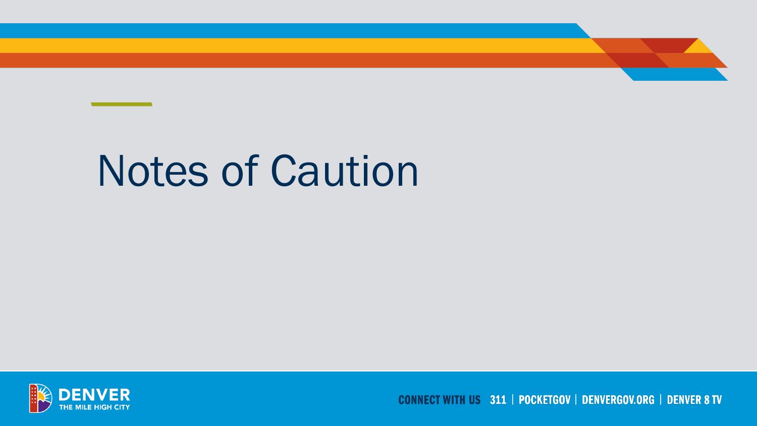# Notes of Caution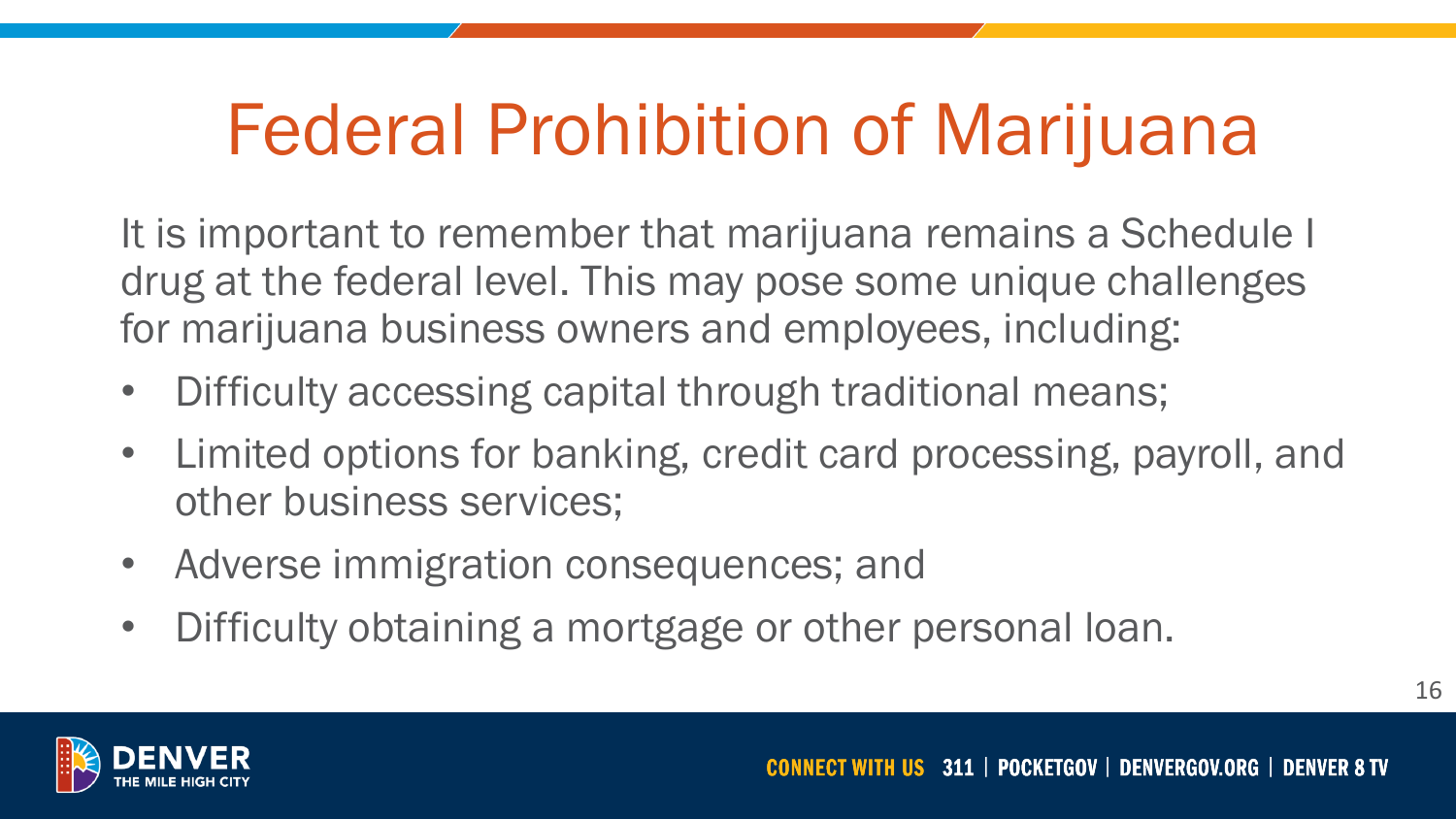# Federal Prohibition of Marijuana

It is important to remember that marijuana remains a Schedule I drug at the federal level. This may pose some unique challenges for marijuana business owners and employees, including:

- Difficulty accessing capital through traditional means;
- Limited options for banking, credit card processing, payroll, and other business services;
- Adverse immigration consequences; and
- Difficulty obtaining a mortgage or other personal loan.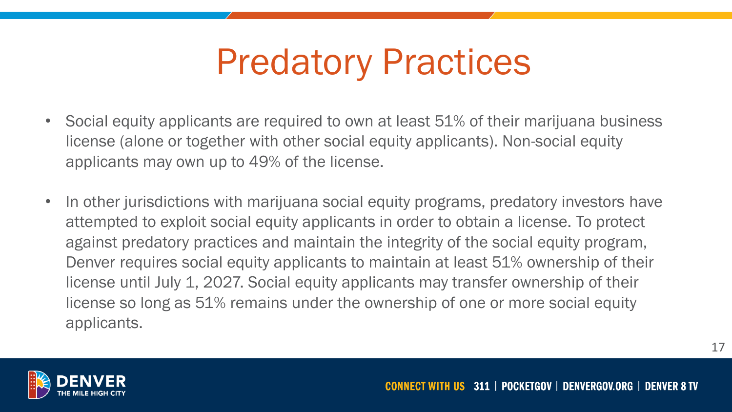# Predatory Practices

- Social equity applicants are required to own at least 51% of their marijuana business license (alone or together with other social equity applicants). Non-social equity applicants may own up to 49% of the license.
- In other jurisdictions with marijuana social equity programs, predatory investors have attempted to exploit social equity applicants in order to obtain a license. To protect against predatory practices and maintain the integrity of the social equity program, Denver requires social equity applicants to maintain at least 51% ownership of their license until July 1, 2027. Social equity applicants may transfer ownership of their license so long as 51% remains under the ownership of one or more social equity applicants.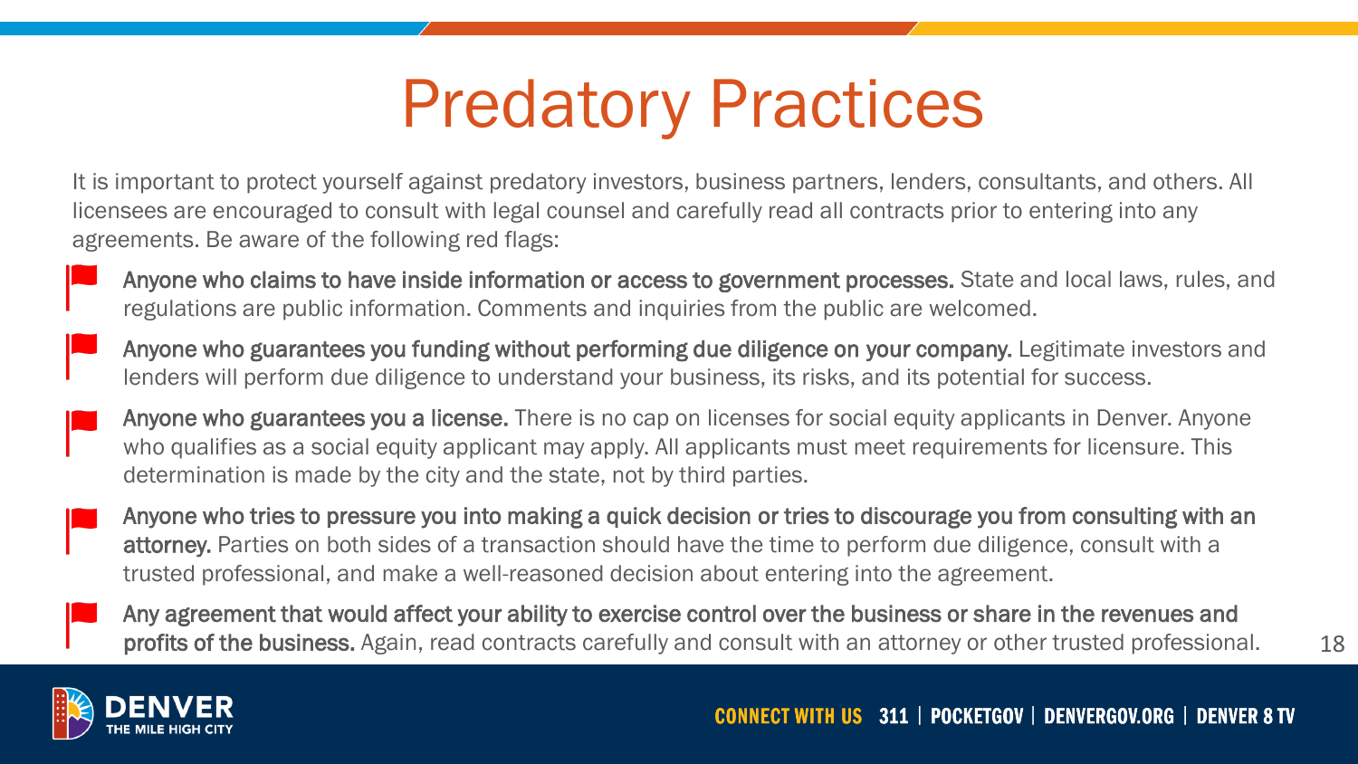# Predatory Practices

It is important to protect yourself against predatory investors, business partners, lenders, consultants, and others. All licensees are encouraged to consult with legal counsel and carefully read all contracts prior to entering into any agreements. Be aware of the following red flags:

- **Anyone who claims to have inside information or access to government processes.** State and local laws, rules, and regulations are public information. Comments and inquiries from the public are welcomed.
- **Anyone who guarantees you funding without performing due diligence on your company.** Legitimate investors and lenders will perform due diligence to understand your business, its risks, and its potential for success.
- **Anyone who guarantees you a license.** There is no cap on licenses for social equity applicants in Denver. Anyone who qualifies as a social equity applicant may apply. All applicants must meet requirements for licensure. This determination is made by the city and the state, not by third parties.
- **Anyone who tries to pressure you into making a quick decision or tries to discourage you from consulting with an attorney.** Parties on both sides of a transaction should have the time to perform due diligence, consult with a trusted professional, and make a well-reasoned decision about entering into the agreement.
- **Any agreement that would affect your ability to exercise control over the business or share in the revenues and profits of the business.** Again, read contracts carefully and consult with an attorney or other trusted professional.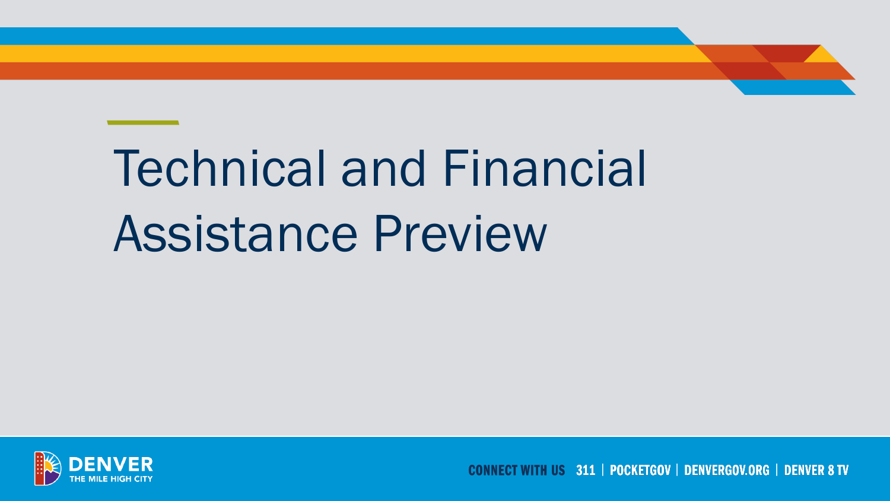# Technical and Financial Assistance Preview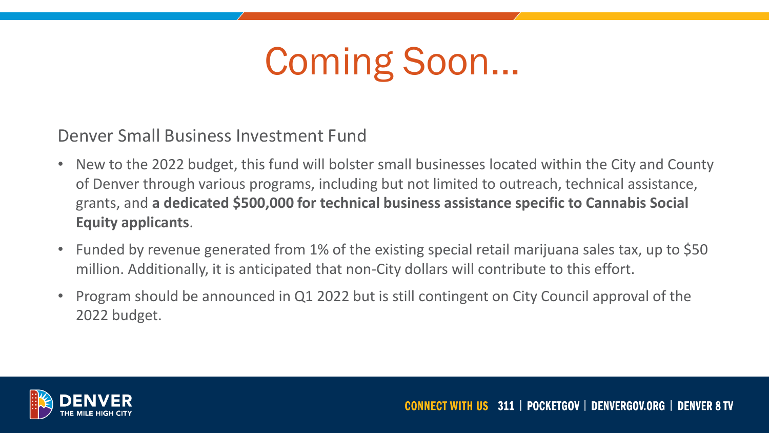# Coming Soon…

Denver Small Business Investment Fund

- New to the 2022 budget, this fund will bolster small businesses located within the City and County of Denver through various programs, including but not limited to outreach, technical assistance, grants, and **a dedicated $500,000 for technical business assistance specific to Cannabis Social Equity applicants**.
- Funded by revenue generated from 1% of the existing special retail marijuana sales tax, up to $50 million. Additionally, it is anticipated that non-City dollars will contribute to this effort.
- Program should be announced in Q1 2022 but is still contingent on City Council approval of the 2022 budget.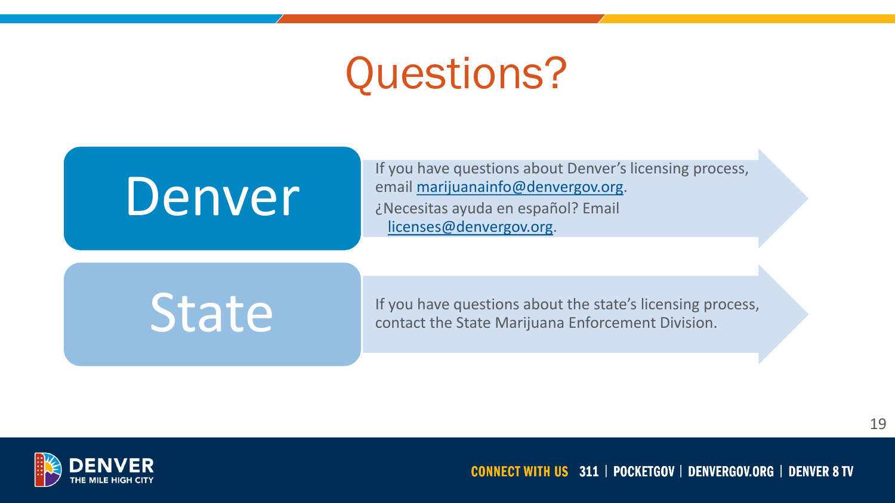# Questions?

## Denver

If you have questions about Denver's licensing process, email marijuanainfo@denvergov.org.

¿Necesitas ayuda en español? Email licenses@denvergov.org.

## State

If you have questions about the state's licensing process, contact the State Marijuana Enforcement Division.